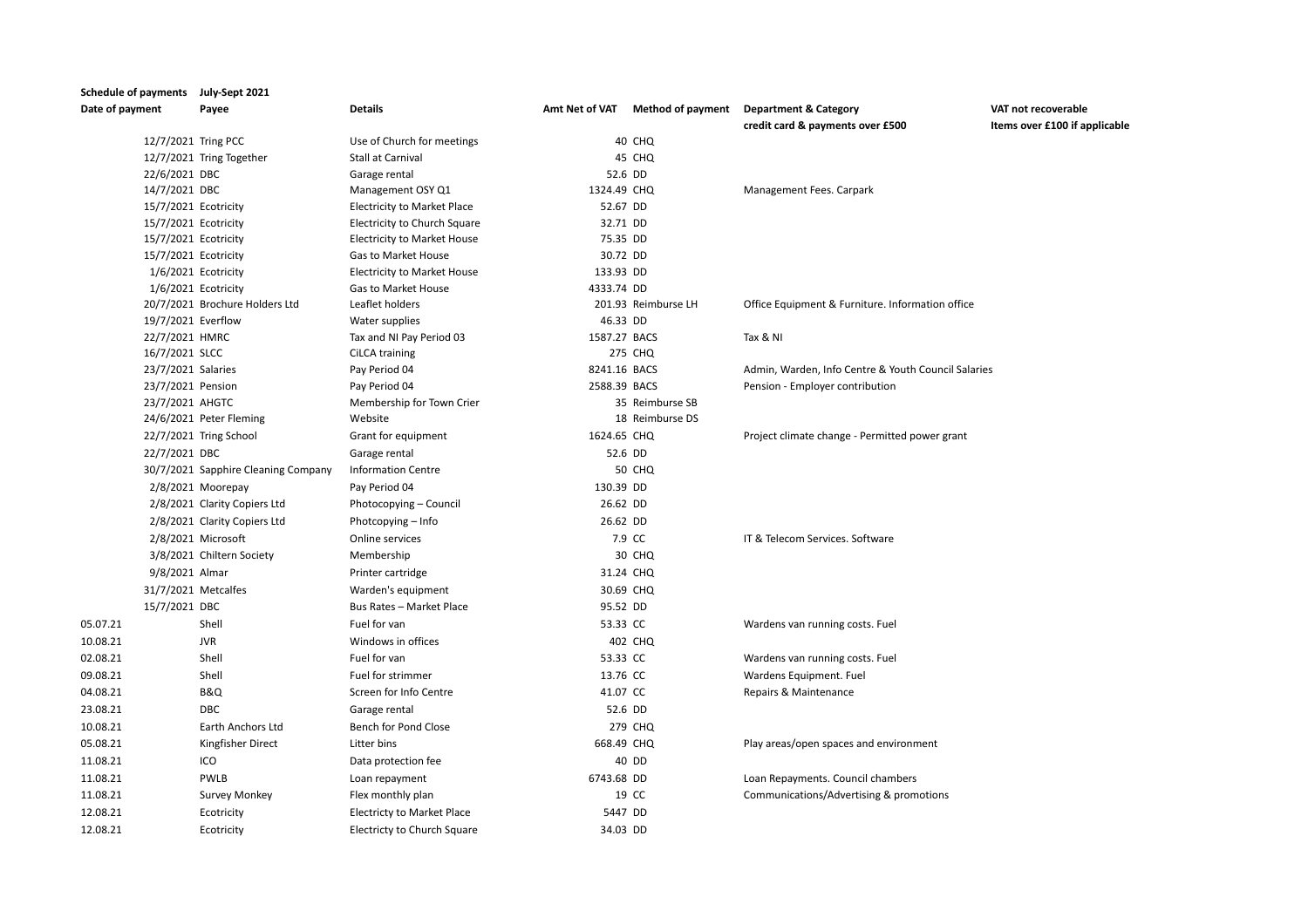**Schedule of payments July-Sept 2021**

| Date of payment | Payee | Details | Amt Net of VAT | Method of payment | Department & Category credit card & payments over £500 | VAT not recoverable Items over £100 if applicable |
|---|---|---|---|---|---|---|
| 12/7/2021 | Tring PCC | Use of Church for meetings | 40 | CHQ | | |
| 12/7/2021 | Tring Together | Stall at Carnival | 45 | CHQ | | |
| 22/6/2021 | DBC | Garage rental | 52.6 | DD | | |
| 14/7/2021 | DBC | Management OSY Q1 | 1324.49 | CHQ | Management Fees. Carpark | |
| 15/7/2021 | Ecotricity | Electricity to Market Place | 52.67 | DD | | |
| 15/7/2021 | Ecotricity | Electricity to Church Square | 32.71 | DD | | |
| 15/7/2021 | Ecotricity | Electricity to Market House | 75.35 | DD | | |
| 15/7/2021 | Ecotricity | Gas to Market House | 30.72 | DD | | |
| 1/6/2021 | Ecotricity | Electricity to Market House | 133.93 | DD | | |
| 1/6/2021 | Ecotricity | Gas to Market House | 4333.74 | DD | | |
| 20/7/2021 | Brochure Holders Ltd | Leaflet holders | 201.93 | Reimburse LH | Office Equipment & Furniture. Information office | |
| 19/7/2021 | Everflow | Water supplies | 46.33 | DD | | |
| 22/7/2021 | HMRC | Tax and NI Pay Period 03 | 1587.27 | BACS | Tax & NI | |
| 16/7/2021 | SLCC | CiLCA training | 275 | CHQ | | |
| 23/7/2021 | Salaries | Pay Period 04 | 8241.16 | BACS | Admin, Warden, Info Centre & Youth Council Salaries | |
| 23/7/2021 | Pension | Pay Period 04 | 2588.39 | BACS | Pension - Employer contribution | |
| 23/7/2021 | AHGTC | Membership for Town Crier | 35 | Reimburse SB | | |
| 24/6/2021 | Peter Fleming | Website | 18 | Reimburse DS | | |
| 22/7/2021 | Tring School | Grant for equipment | 1624.65 | CHQ | Project climate change - Permitted power grant | |
| 22/7/2021 | DBC | Garage rental | 52.6 | DD | | |
| 30/7/2021 | Sapphire Cleaning Company | Information Centre | 50 | CHQ | | |
| 2/8/2021 | Moorepay | Pay Period 04 | 130.39 | DD | | |
| 2/8/2021 | Clarity Copiers Ltd | Photocopying – Council | 26.62 | DD | | |
| 2/8/2021 | Clarity Copiers Ltd | Photcopying – Info | 26.62 | DD | | |
| 2/8/2021 | Microsoft | Online services | 7.9 | CC | IT & Telecom Services. Software | |
| 3/8/2021 | Chiltern Society | Membership | 30 | CHQ | | |
| 9/8/2021 | Almar | Printer cartridge | 31.24 | CHQ | | |
| 31/7/2021 | Metcalfes | Warden's equipment | 30.69 | CHQ | | |
| 15/7/2021 | DBC | Bus Rates – Market Place | 95.52 | DD | | |
| 05.07.21 | Shell | Fuel for van | 53.33 | CC | Wardens van running costs. Fuel | |
| 10.08.21 | JVR | Windows in offices | 402 | CHQ | | |
| 02.08.21 | Shell | Fuel for van | 53.33 | CC | Wardens van running costs. Fuel | |
| 09.08.21 | Shell | Fuel for strimmer | 13.76 | CC | Wardens Equipment. Fuel | |
| 04.08.21 | B&Q | Screen for Info Centre | 41.07 | CC | Repairs & Maintenance | |
| 23.08.21 | DBC | Garage rental | 52.6 | DD | | |
| 10.08.21 | Earth Anchors Ltd | Bench for Pond Close | 279 | CHQ | | |
| 05.08.21 | Kingfisher Direct | Litter bins | 668.49 | CHQ | Play areas/open spaces and environment | |
| 11.08.21 | ICO | Data protection fee | 40 | DD | | |
| 11.08.21 | PWLB | Loan repayment | 6743.68 | DD | Loan Repayments. Council chambers | |
| 11.08.21 | Survey Monkey | Flex monthly plan | 19 | CC | Communications/Advertising & promotions | |
| 12.08.21 | Ecotricity | Electricty to Market Place | 5447 | DD | | |
| 12.08.21 | Ecotricity | Electricty to Church Square | 34.03 | DD | | |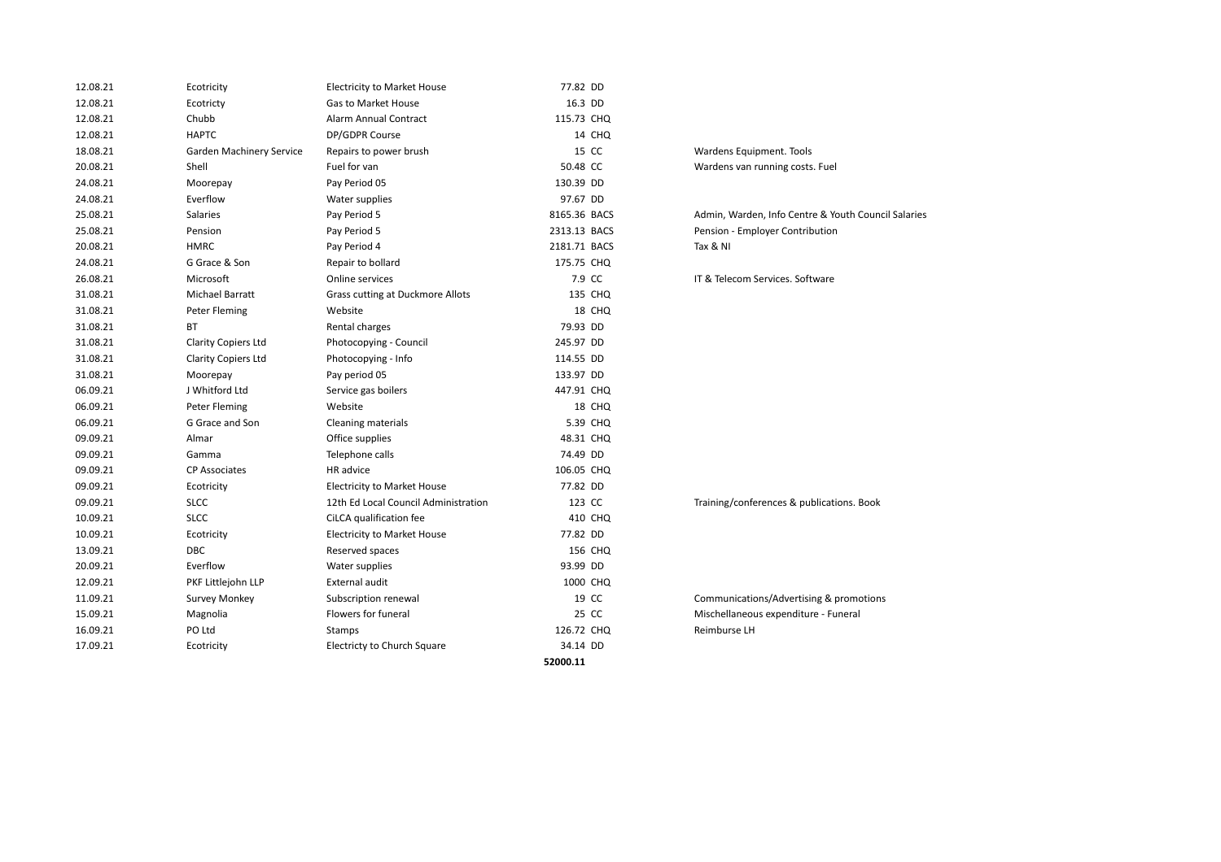| | | | | | |
|---|---|---|---|---|---|
| 12.08.21 | Ecotricity | Electricity to Market House | 77.82 | DD | |
| 12.08.21 | Ecotricty | Gas to Market House | 16.3 | DD | |
| 12.08.21 | Chubb | Alarm Annual Contract | 115.73 | CHQ | |
| 12.08.21 | HAPTC | DP/GDPR Course | 14 | CHQ | |
| 18.08.21 | Garden Machinery Service | Repairs to power brush | 15 | CC | Wardens Equipment. Tools |
| 20.08.21 | Shell | Fuel for van | 50.48 | CC | Wardens van running costs. Fuel |
| 24.08.21 | Moorepay | Pay Period 05 | 130.39 | DD | |
| 24.08.21 | Everflow | Water supplies | 97.67 | DD | |
| 25.08.21 | Salaries | Pay Period 5 | 8165.36 | BACS | Admin, Warden, Info Centre & Youth Council Salaries |
| 25.08.21 | Pension | Pay Period 5 | 2313.13 | BACS | Pension - Employer Contribution |
| 20.08.21 | HMRC | Pay Period 4 | 2181.71 | BACS | Tax & NI |
| 24.08.21 | G Grace & Son | Repair to bollard | 175.75 | CHQ | |
| 26.08.21 | Microsoft | Online services | 7.9 | CC | IT & Telecom Services. Software |
| 31.08.21 | Michael Barratt | Grass cutting at Duckmore Allots | 135 | CHQ | |
| 31.08.21 | Peter Fleming | Website | 18 | CHQ | |
| 31.08.21 | BT | Rental charges | 79.93 | DD | |
| 31.08.21 | Clarity Copiers Ltd | Photocopying - Council | 245.97 | DD | |
| 31.08.21 | Clarity Copiers Ltd | Photocopying - Info | 114.55 | DD | |
| 31.08.21 | Moorepay | Pay period 05 | 133.97 | DD | |
| 06.09.21 | J Whitford Ltd | Service gas boilers | 447.91 | CHQ | |
| 06.09.21 | Peter Fleming | Website | 18 | CHQ | |
| 06.09.21 | G Grace and Son | Cleaning materials | 5.39 | CHQ | |
| 09.09.21 | Almar | Office supplies | 48.31 | CHQ | |
| 09.09.21 | Gamma | Telephone calls | 74.49 | DD | |
| 09.09.21 | CP Associates | HR advice | 106.05 | CHQ | |
| 09.09.21 | Ecotricity | Electricity to Market House | 77.82 | DD | |
| 09.09.21 | SLCC | 12th Ed Local Council Administration | 123 | CC | Training/conferences & publications. Book |
| 10.09.21 | SLCC | CiLCA qualification fee | 410 | CHQ | |
| 10.09.21 | Ecotricity | Electricity to Market House | 77.82 | DD | |
| 13.09.21 | DBC | Reserved spaces | 156 | CHQ | |
| 20.09.21 | Everflow | Water supplies | 93.99 | DD | |
| 12.09.21 | PKF Littlejohn LLP | External audit | 1000 | CHQ | |
| 11.09.21 | Survey Monkey | Subscription renewal | 19 | CC | Communications/Advertising & promotions |
| 15.09.21 | Magnolia | Flowers for funeral | 25 | CC | Mischellaneous expenditure - Funeral |
| 16.09.21 | PO Ltd | Stamps | 126.72 | CHQ | Reimburse LH |
| 17.09.21 | Ecotricity | Electricty to Church Square | 34.14 | DD | |
| | | | **52000.11** | | |